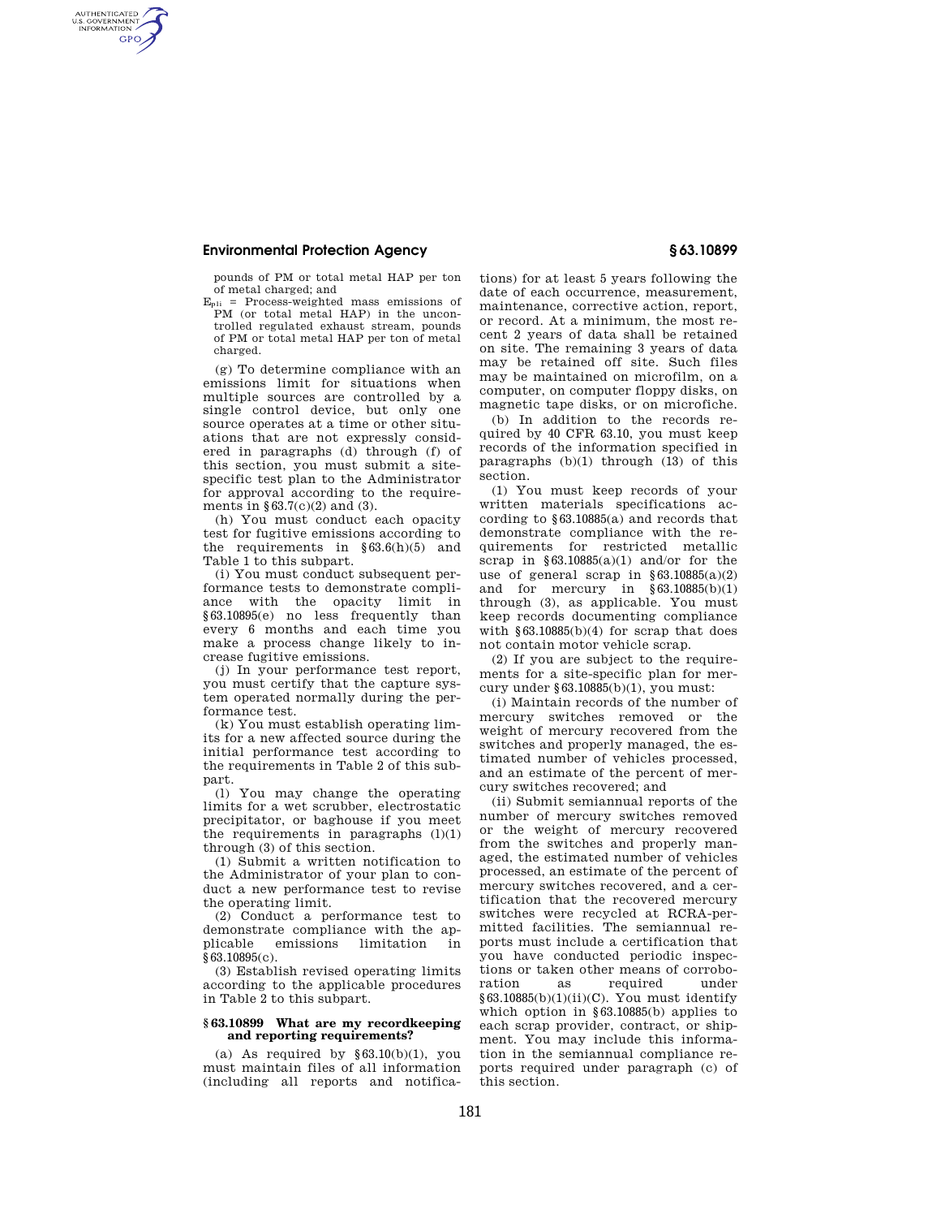pounds of PM or total metal HAP per ton of metal charged; and

$E_{pli}$ = Process-weighted mass emissions of PM (or total metal HAP) in the uncontrolled regulated exhaust stream, pounds of PM or total metal HAP per ton of metal charged.

(g) To determine compliance with an emissions limit for situations when multiple sources are controlled by a single control device, but only one source operates at a time or other situations that are not expressly considered in paragraphs (d) through (f) of this section, you must submit a site-specific test plan to the Administrator for approval according to the requirements in §63.7(c)(2) and (3).

(h) You must conduct each opacity test for fugitive emissions according to the requirements in §63.6(h)(5) and Table 1 to this subpart.

(i) You must conduct subsequent performance tests to demonstrate compliance with the opacity limit in §63.10895(e) no less frequently than every 6 months and each time you make a process change likely to increase fugitive emissions.

(j) In your performance test report, you must certify that the capture system operated normally during the performance test.

(k) You must establish operating limits for a new affected source during the initial performance test according to the requirements in Table 2 of this subpart.

(l) You may change the operating limits for a wet scrubber, electrostatic precipitator, or baghouse if you meet the requirements in paragraphs (l)(1) through (3) of this section.

(1) Submit a written notification to the Administrator of your plan to conduct a new performance test to revise the operating limit.

(2) Conduct a performance test to demonstrate compliance with the applicable emissions limitation in §63.10895(c).

(3) Establish revised operating limits according to the applicable procedures in Table 2 to this subpart.

### §63.10899 What are my recordkeeping and reporting requirements?

(a) As required by §63.10(b)(1), you must maintain files of all information (including all reports and notifications) for at least 5 years following the date of each occurrence, measurement, maintenance, corrective action, report, or record. At a minimum, the most recent 2 years of data shall be retained on site. The remaining 3 years of data may be retained off site. Such files may be maintained on microfilm, on a computer, on computer floppy disks, on magnetic tape disks, or on microfiche.

(b) In addition to the records required by 40 CFR 63.10, you must keep records of the information specified in paragraphs (b)(1) through (13) of this section.

(1) You must keep records of your written materials specifications according to §63.10885(a) and records that demonstrate compliance with the requirements for restricted metallic scrap in §63.10885(a)(1) and/or for the use of general scrap in §63.10885(a)(2) and for mercury in §63.10885(b)(1) through (3), as applicable. You must keep records documenting compliance with §63.10885(b)(4) for scrap that does not contain motor vehicle scrap.

(2) If you are subject to the requirements for a site-specific plan for mercury under §63.10885(b)(1), you must:

(i) Maintain records of the number of mercury switches removed or the weight of mercury recovered from the switches and properly managed, the estimated number of vehicles processed, and an estimate of the percent of mercury switches recovered; and

(ii) Submit semiannual reports of the number of mercury switches removed or the weight of mercury recovered from the switches and properly managed, the estimated number of vehicles processed, an estimate of the percent of mercury switches recovered, and a certification that the recovered mercury switches were recycled at RCRA-permitted facilities. The semiannual reports must include a certification that you have conducted periodic inspections or taken other means of corroboration as required under §63.10885(b)(1)(ii)(C). You must identify which option in §63.10885(b) applies to each scrap provider, contract, or shipment. You may include this information in the semiannual compliance reports required under paragraph (c) of this section.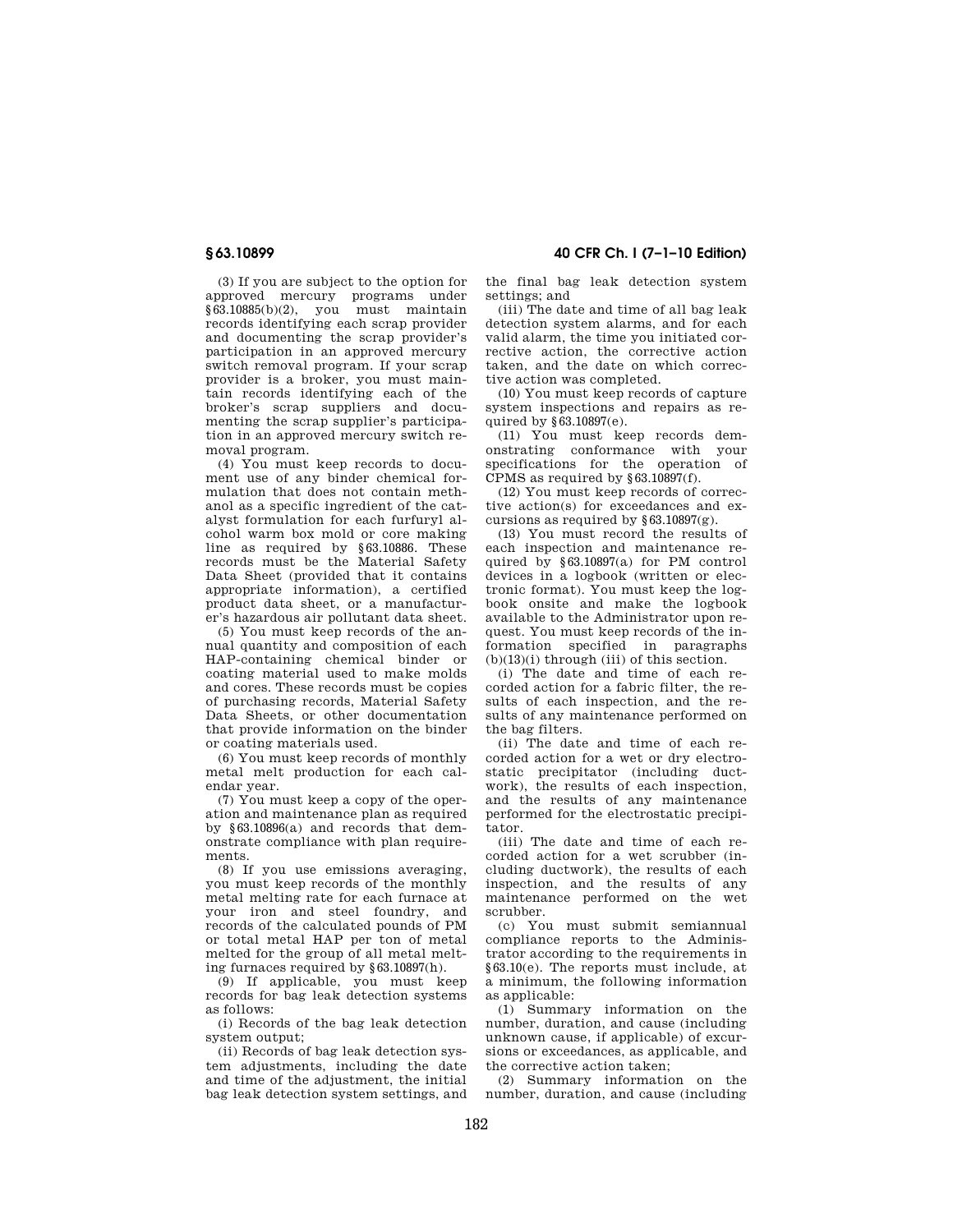(3) If you are subject to the option for approved mercury programs under §63.10885(b)(2), you must maintain records identifying each scrap provider and documenting the scrap provider's participation in an approved mercury switch removal program. If your scrap provider is a broker, you must maintain records identifying each of the broker's scrap suppliers and documenting the scrap supplier's participation in an approved mercury switch removal program.

(4) You must keep records to document use of any binder chemical formulation that does not contain methanol as a specific ingredient of the catalyst formulation for each furfuryl alcohol warm box mold or core making line as required by §63.10886. These records must be the Material Safety Data Sheet (provided that it contains appropriate information), a certified product data sheet, or a manufacturer's hazardous air pollutant data sheet.

(5) You must keep records of the annual quantity and composition of each HAP-containing chemical binder or coating material used to make molds and cores. These records must be copies of purchasing records, Material Safety Data Sheets, or other documentation that provide information on the binder or coating materials used.

(6) You must keep records of monthly metal melt production for each calendar year.

(7) You must keep a copy of the operation and maintenance plan as required by §63.10896(a) and records that demonstrate compliance with plan requirements.

(8) If you use emissions averaging, you must keep records of the monthly metal melting rate for each furnace at your iron and steel foundry, and records of the calculated pounds of PM or total metal HAP per ton of metal melted for the group of all metal melting furnaces required by §63.10897(h).

(9) If applicable, you must keep records for bag leak detection systems as follows:

(i) Records of the bag leak detection system output;

(ii) Records of bag leak detection system adjustments, including the date and time of the adjustment, the initial bag leak detection system settings, and the final bag leak detection system settings; and

(iii) The date and time of all bag leak detection system alarms, and for each valid alarm, the time you initiated corrective action, the corrective action taken, and the date on which corrective action was completed.

(10) You must keep records of capture system inspections and repairs as required by §63.10897(e).

(11) You must keep records demonstrating conformance with your specifications for the operation of CPMS as required by §63.10897(f).

(12) You must keep records of corrective action(s) for exceedances and excursions as required by §63.10897(g).

(13) You must record the results of each inspection and maintenance required by §63.10897(a) for PM control devices in a logbook (written or electronic format). You must keep the logbook onsite and make the logbook available to the Administrator upon request. You must keep records of the information specified in paragraphs (b)(13)(i) through (iii) of this section.

(i) The date and time of each recorded action for a fabric filter, the results of each inspection, and the results of any maintenance performed on the bag filters.

(ii) The date and time of each recorded action for a wet or dry electrostatic precipitator (including ductwork), the results of each inspection, and the results of any maintenance performed for the electrostatic precipitator.

(iii) The date and time of each recorded action for a wet scrubber (including ductwork), the results of each inspection, and the results of any maintenance performed on the wet scrubber.

(c) You must submit semiannual compliance reports to the Administrator according to the requirements in §63.10(e). The reports must include, at a minimum, the following information as applicable:

(1) Summary information on the number, duration, and cause (including unknown cause, if applicable) of excursions or exceedances, as applicable, and the corrective action taken;

(2) Summary information on the number, duration, and cause (including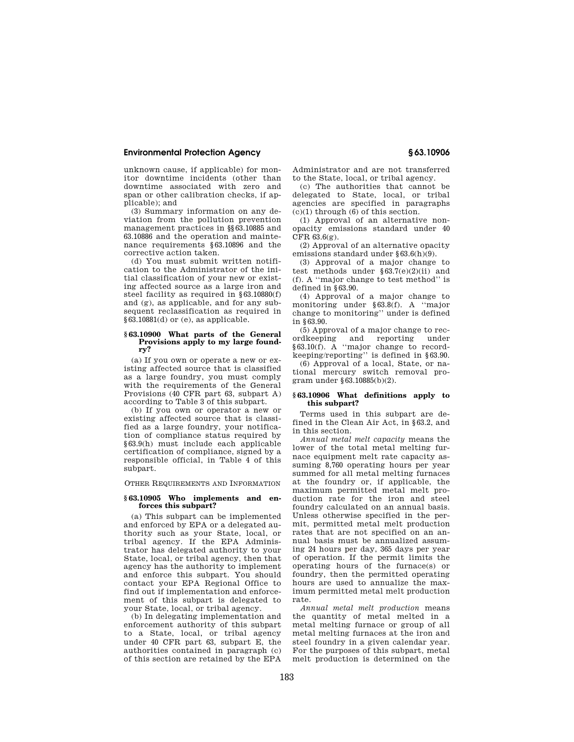unknown cause, if applicable) for monitor downtime incidents (other than downtime associated with zero and span or other calibration checks, if applicable); and

(3) Summary information on any deviation from the pollution prevention management practices in §§ 63.10885 and 63.10886 and the operation and maintenance requirements § 63.10896 and the corrective action taken.

(d) You must submit written notification to the Administrator of the initial classification of your new or existing affected source as a large iron and steel facility as required in § 63.10880(f) and (g), as applicable, and for any subsequent reclassification as required in § 63.10881(d) or (e), as applicable.

### § 63.10900 What parts of the General Provisions apply to my large foundry?

(a) If you own or operate a new or existing affected source that is classified as a large foundry, you must comply with the requirements of the General Provisions (40 CFR part 63, subpart A) according to Table 3 of this subpart.

(b) If you own or operator a new or existing affected source that is classified as a large foundry, your notification of compliance status required by § 63.9(h) must include each applicable certification of compliance, signed by a responsible official, in Table 4 of this subpart.

## OTHER REQUIREMENTS AND INFORMATION

### § 63.10905 Who implements and enforces this subpart?

(a) This subpart can be implemented and enforced by EPA or a delegated authority such as your State, local, or tribal agency. If the EPA Administrator has delegated authority to your State, local, or tribal agency, then that agency has the authority to implement and enforce this subpart. You should contact your EPA Regional Office to find out if implementation and enforcement of this subpart is delegated to your State, local, or tribal agency.

(b) In delegating implementation and enforcement authority of this subpart to a State, local, or tribal agency under 40 CFR part 63, subpart E, the authorities contained in paragraph (c) of this section are retained by the EPA Administrator and are not transferred to the State, local, or tribal agency.

(c) The authorities that cannot be delegated to State, local, or tribal agencies are specified in paragraphs (c)(1) through (6) of this section.

(1) Approval of an alternative non-opacity emissions standard under 40 CFR 63.6(g).

(2) Approval of an alternative opacity emissions standard under § 63.6(h)(9).

(3) Approval of a major change to test methods under § 63.7(e)(2)(ii) and (f). A "major change to test method" is defined in § 63.90.

(4) Approval of a major change to monitoring under § 63.8(f). A "major change to monitoring" under is defined in § 63.90.

(5) Approval of a major change to recordkeeping and reporting under § 63.10(f). A "major change to recordkeeping/reporting" is defined in § 63.90.

(6) Approval of a local, State, or national mercury switch removal program under § 63.10885(b)(2).

### § 63.10906 What definitions apply to this subpart?

Terms used in this subpart are defined in the Clean Air Act, in § 63.2, and in this section.

*Annual metal melt capacity* means the lower of the total metal melting furnace equipment melt rate capacity assuming 8,760 operating hours per year summed for all metal melting furnaces at the foundry or, if applicable, the maximum permitted metal melt production rate for the iron and steel foundry calculated on an annual basis. Unless otherwise specified in the permit, permitted metal melt production rates that are not specified on an annual basis must be annualized assuming 24 hours per day, 365 days per year of operation. If the permit limits the operating hours of the furnace(s) or foundry, then the permitted operating hours are used to annualize the maximum permitted metal melt production rate.

*Annual metal melt production* means the quantity of metal melted in a metal melting furnace or group of all metal melting furnaces at the iron and steel foundry in a given calendar year. For the purposes of this subpart, metal melt production is determined on the